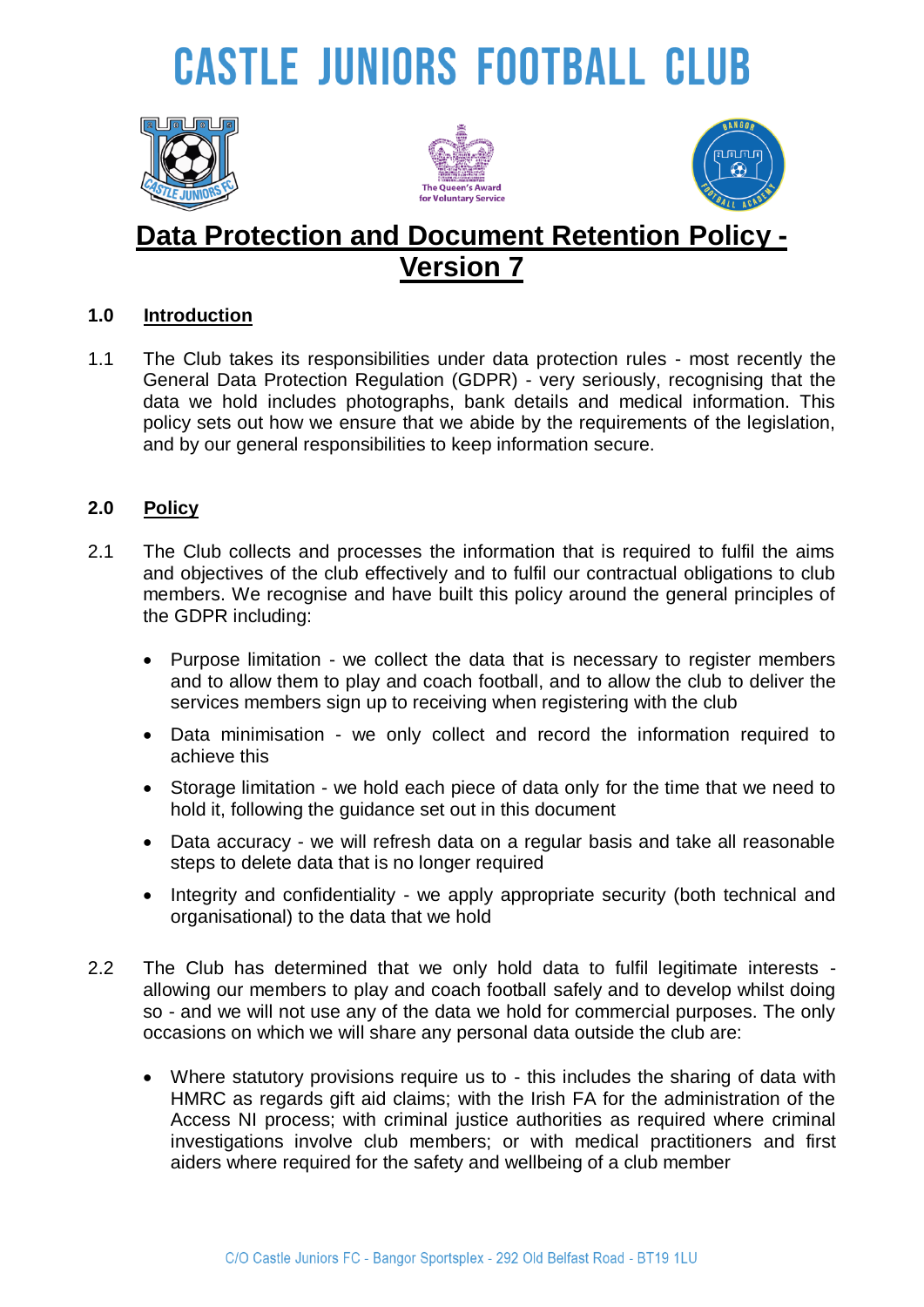# CASTLE JUNIORS FOOTBALL CLUB

## Data Protection and Document Retention Policy - Version 7

### 1.0 Introduction

1.1 The Club takes its responsibilities under data protection rules - most recently the General Data Protection Regulation (GDPR) - very seriously, recognising that the data we hold includes photographs, bank details and medical information. This policy sets out how we ensure that we abide by the requirements of the legislation, and by our general responsibilities to keep information secure.

### 2.0 Policy

2.1 The Club collects and processes the information that is required to fulfil the aims and objectives of the club effectively and to fulfil our contractual obligations to club members. We recognise and have built this policy around the general principles of the GDPR including:

- Purpose limitation - we collect the data that is necessary to register members and to allow them to play and coach football, and to allow the club to deliver the services members sign up to receiving when registering with the club
- Data minimisation - we only collect and record the information required to achieve this
- Storage limitation - we hold each piece of data only for the time that we need to hold it, following the guidance set out in this document
- Data accuracy - we will refresh data on a regular basis and take all reasonable steps to delete data that is no longer required
- Integrity and confidentiality - we apply appropriate security (both technical and organisational) to the data that we hold

2.2 The Club has determined that we only hold data to fulfil legitimate interests - allowing our members to play and coach football safely and to develop whilst doing so - and we will not use any of the data we hold for commercial purposes. The only occasions on which we will share any personal data outside the club are:

- Where statutory provisions require us to - this includes the sharing of data with HMRC as regards gift aid claims; with the Irish FA for the administration of the Access NI process; with criminal justice authorities as required where criminal investigations involve club members; or with medical practitioners and first aiders where required for the safety and wellbeing of a club member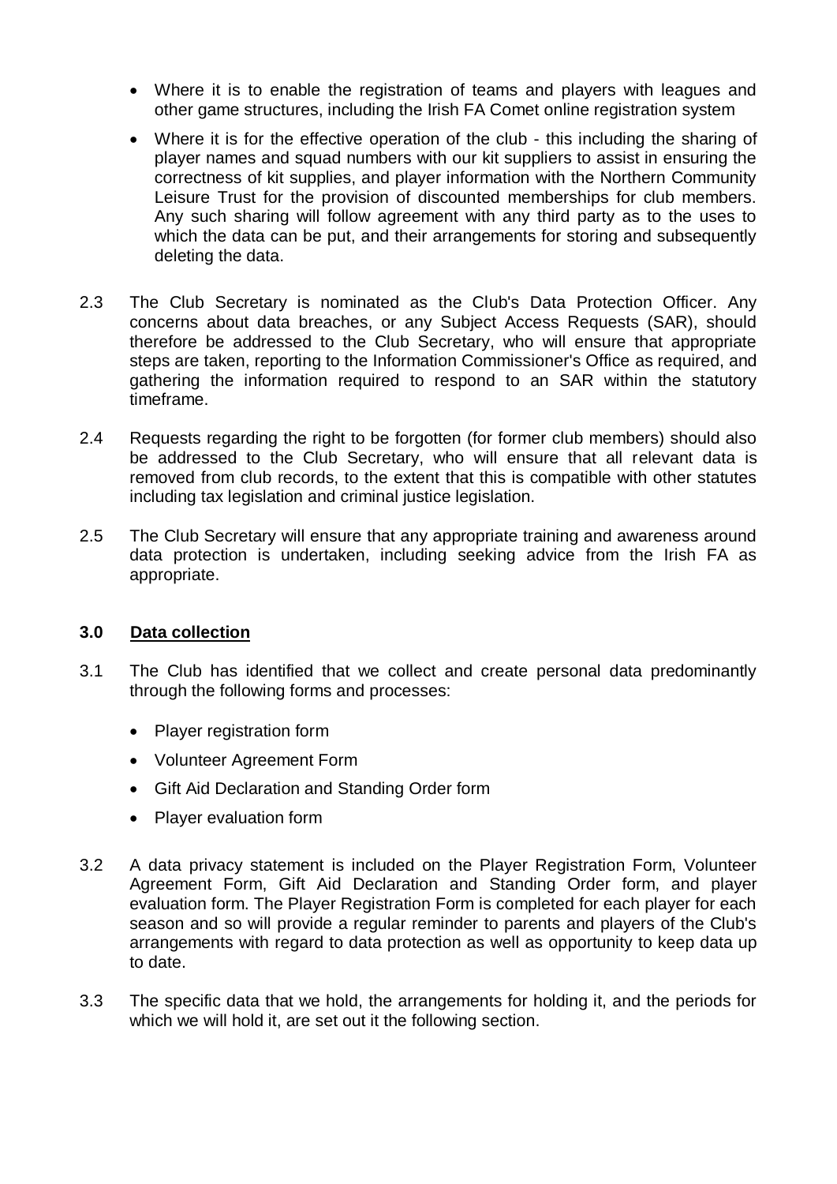- Where it is to enable the registration of teams and players with leagues and other game structures, including the Irish FA Comet online registration system
- Where it is for the effective operation of the club - this including the sharing of player names and squad numbers with our kit suppliers to assist in ensuring the correctness of kit supplies, and player information with the Northern Community Leisure Trust for the provision of discounted memberships for club members. Any such sharing will follow agreement with any third party as to the uses to which the data can be put, and their arrangements for storing and subsequently deleting the data.

2.3 The Club Secretary is nominated as the Club's Data Protection Officer. Any concerns about data breaches, or any Subject Access Requests (SAR), should therefore be addressed to the Club Secretary, who will ensure that appropriate steps are taken, reporting to the Information Commissioner's Office as required, and gathering the information required to respond to an SAR within the statutory timeframe.

2.4 Requests regarding the right to be forgotten (for former club members) should also be addressed to the Club Secretary, who will ensure that all relevant data is removed from club records, to the extent that this is compatible with other statutes including tax legislation and criminal justice legislation.

2.5 The Club Secretary will ensure that any appropriate training and awareness around data protection is undertaken, including seeking advice from the Irish FA as appropriate.

## 3.0 Data collection

3.1 The Club has identified that we collect and create personal data predominantly through the following forms and processes:

- Player registration form
- Volunteer Agreement Form
- Gift Aid Declaration and Standing Order form
- Player evaluation form

3.2 A data privacy statement is included on the Player Registration Form, Volunteer Agreement Form, Gift Aid Declaration and Standing Order form, and player evaluation form. The Player Registration Form is completed for each player for each season and so will provide a regular reminder to parents and players of the Club's arrangements with regard to data protection as well as opportunity to keep data up to date.

3.3 The specific data that we hold, the arrangements for holding it, and the periods for which we will hold it, are set out it the following section.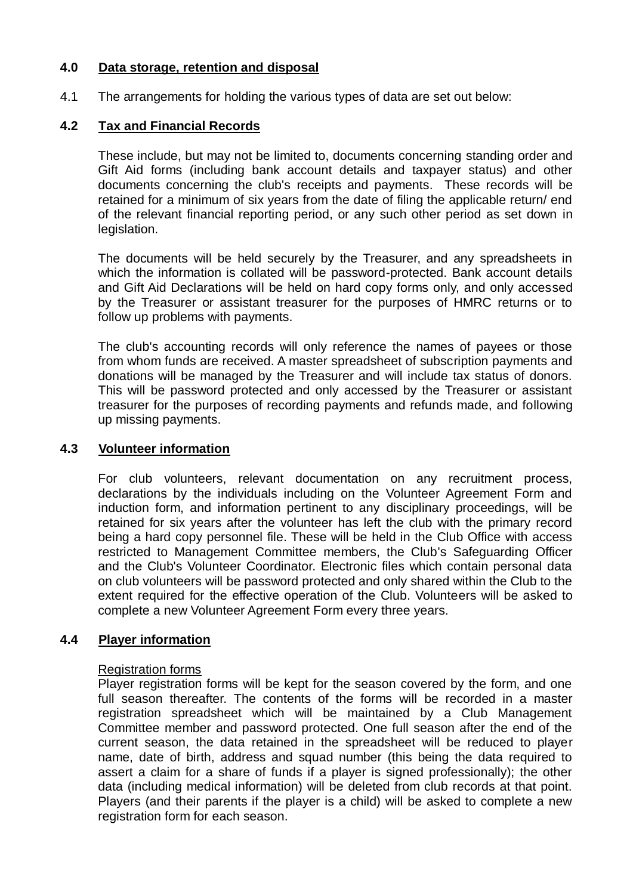## 4.0 Data storage, retention and disposal

4.1 The arrangements for holding the various types of data are set out below:

### 4.2 Tax and Financial Records

These include, but may not be limited to, documents concerning standing order and Gift Aid forms (including bank account details and taxpayer status) and other documents concerning the club's receipts and payments. These records will be retained for a minimum of six years from the date of filing the applicable return/ end of the relevant financial reporting period, or any such other period as set down in legislation.

The documents will be held securely by the Treasurer, and any spreadsheets in which the information is collated will be password-protected. Bank account details and Gift Aid Declarations will be held on hard copy forms only, and only accessed by the Treasurer or assistant treasurer for the purposes of HMRC returns or to follow up problems with payments.

The club's accounting records will only reference the names of payees or those from whom funds are received. A master spreadsheet of subscription payments and donations will be managed by the Treasurer and will include tax status of donors. This will be password protected and only accessed by the Treasurer or assistant treasurer for the purposes of recording payments and refunds made, and following up missing payments.

### 4.3 Volunteer information

For club volunteers, relevant documentation on any recruitment process, declarations by the individuals including on the Volunteer Agreement Form and induction form, and information pertinent to any disciplinary proceedings, will be retained for six years after the volunteer has left the club with the primary record being a hard copy personnel file. These will be held in the Club Office with access restricted to Management Committee members, the Club's Safeguarding Officer and the Club's Volunteer Coordinator. Electronic files which contain personal data on club volunteers will be password protected and only shared within the Club to the extent required for the effective operation of the Club. Volunteers will be asked to complete a new Volunteer Agreement Form every three years.

### 4.4 Player information

Registration forms

Player registration forms will be kept for the season covered by the form, and one full season thereafter. The contents of the forms will be recorded in a master registration spreadsheet which will be maintained by a Club Management Committee member and password protected. One full season after the end of the current season, the data retained in the spreadsheet will be reduced to player name, date of birth, address and squad number (this being the data required to assert a claim for a share of funds if a player is signed professionally); the other data (including medical information) will be deleted from club records at that point. Players (and their parents if the player is a child) will be asked to complete a new registration form for each season.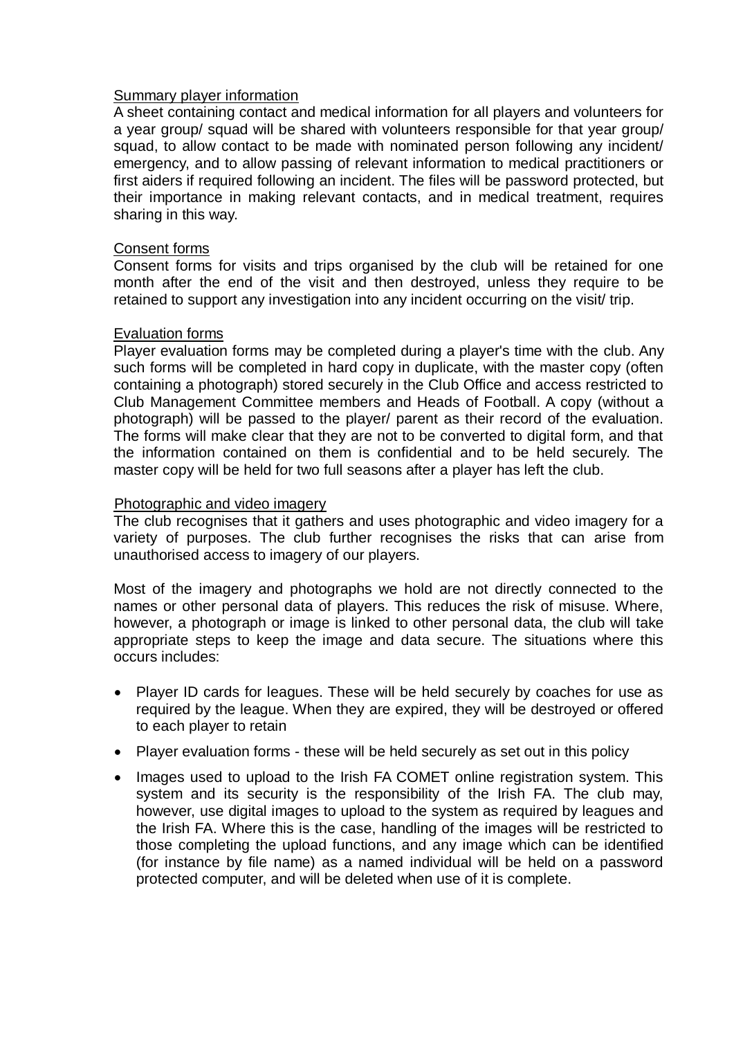<u>Summary player information</u>

A sheet containing contact and medical information for all players and volunteers for a year group/ squad will be shared with volunteers responsible for that year group/ squad, to allow contact to be made with nominated person following any incident/ emergency, and to allow passing of relevant information to medical practitioners or first aiders if required following an incident. The files will be password protected, but their importance in making relevant contacts, and in medical treatment, requires sharing in this way.

<u>Consent forms</u>

Consent forms for visits and trips organised by the club will be retained for one month after the end of the visit and then destroyed, unless they require to be retained to support any investigation into any incident occurring on the visit/ trip.

<u>Evaluation forms</u>

Player evaluation forms may be completed during a player's time with the club. Any such forms will be completed in hard copy in duplicate, with the master copy (often containing a photograph) stored securely in the Club Office and access restricted to Club Management Committee members and Heads of Football. A copy (without a photograph) will be passed to the player/ parent as their record of the evaluation. The forms will make clear that they are not to be converted to digital form, and that the information contained on them is confidential and to be held securely. The master copy will be held for two full seasons after a player has left the club.

<u>Photographic and video imagery</u>

The club recognises that it gathers and uses photographic and video imagery for a variety of purposes. The club further recognises the risks that can arise from unauthorised access to imagery of our players.

Most of the imagery and photographs we hold are not directly connected to the names or other personal data of players. This reduces the risk of misuse. Where, however, a photograph or image is linked to other personal data, the club will take appropriate steps to keep the image and data secure. The situations where this occurs includes:

- Player ID cards for leagues. These will be held securely by coaches for use as required by the league. When they are expired, they will be destroyed or offered to each player to retain
- Player evaluation forms - these will be held securely as set out in this policy
- Images used to upload to the Irish FA COMET online registration system. This system and its security is the responsibility of the Irish FA. The club may, however, use digital images to upload to the system as required by leagues and the Irish FA. Where this is the case, handling of the images will be restricted to those completing the upload functions, and any image which can be identified (for instance by file name) as a named individual will be held on a password protected computer, and will be deleted when use of it is complete.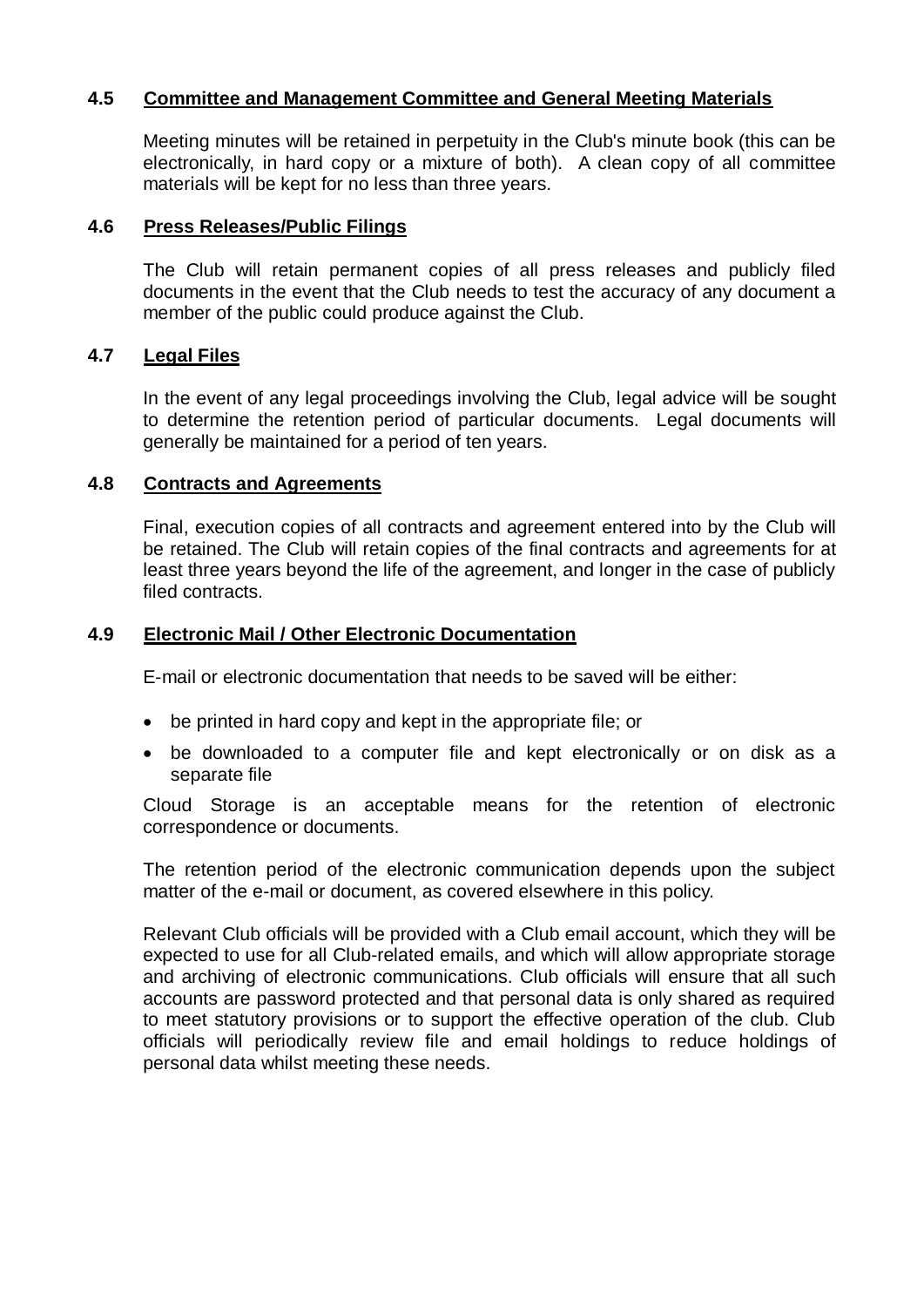### 4.5 Committee and Management Committee and General Meeting Materials

Meeting minutes will be retained in perpetuity in the Club's minute book (this can be electronically, in hard copy or a mixture of both). A clean copy of all committee materials will be kept for no less than three years.

### 4.6 Press Releases/Public Filings

The Club will retain permanent copies of all press releases and publicly filed documents in the event that the Club needs to test the accuracy of any document a member of the public could produce against the Club.

### 4.7 Legal Files

In the event of any legal proceedings involving the Club, legal advice will be sought to determine the retention period of particular documents. Legal documents will generally be maintained for a period of ten years.

### 4.8 Contracts and Agreements

Final, execution copies of all contracts and agreement entered into by the Club will be retained. The Club will retain copies of the final contracts and agreements for at least three years beyond the life of the agreement, and longer in the case of publicly filed contracts.

### 4.9 Electronic Mail / Other Electronic Documentation

E-mail or electronic documentation that needs to be saved will be either:

- be printed in hard copy and kept in the appropriate file; or
- be downloaded to a computer file and kept electronically or on disk as a separate file

Cloud Storage is an acceptable means for the retention of electronic correspondence or documents.

The retention period of the electronic communication depends upon the subject matter of the e-mail or document, as covered elsewhere in this policy.

Relevant Club officials will be provided with a Club email account, which they will be expected to use for all Club-related emails, and which will allow appropriate storage and archiving of electronic communications. Club officials will ensure that all such accounts are password protected and that personal data is only shared as required to meet statutory provisions or to support the effective operation of the club. Club officials will periodically review file and email holdings to reduce holdings of personal data whilst meeting these needs.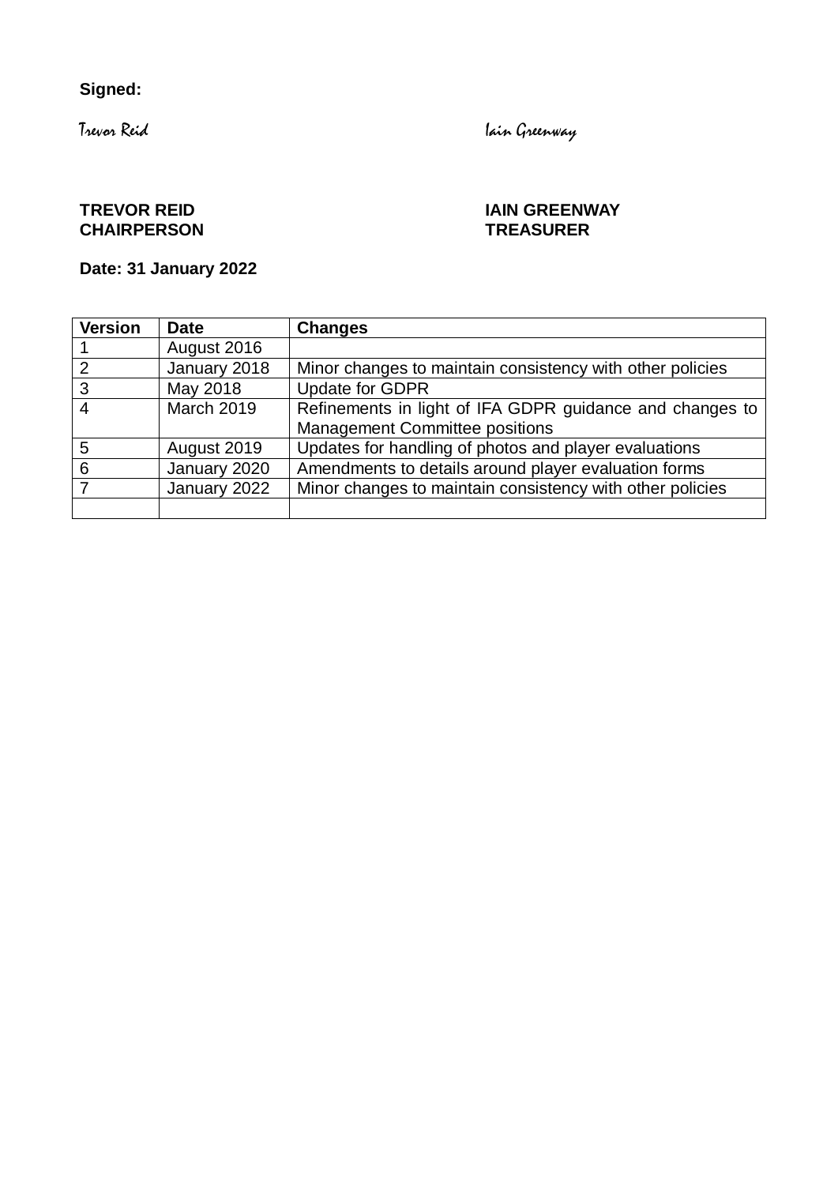**Signed:**

*Trevor Reid* *Iain Greenway*

**TREVOR REID**
**CHAIRPERSON**

**IAIN GREENWAY**
**TREASURER**

**Date: 31 January 2022**

| Version | Date | Changes |
|---|---|---|
| 1 | August 2016 | |
| 2 | January 2018 | Minor changes to maintain consistency with other policies |
| 3 | May 2018 | Update for GDPR |
| 4 | March 2019 | Refinements in light of IFA GDPR guidance and changes to Management Committee positions |
| 5 | August 2019 | Updates for handling of photos and player evaluations |
| 6 | January 2020 | Amendments to details around player evaluation forms |
| 7 | January 2022 | Minor changes to maintain consistency with other policies |
| | | |